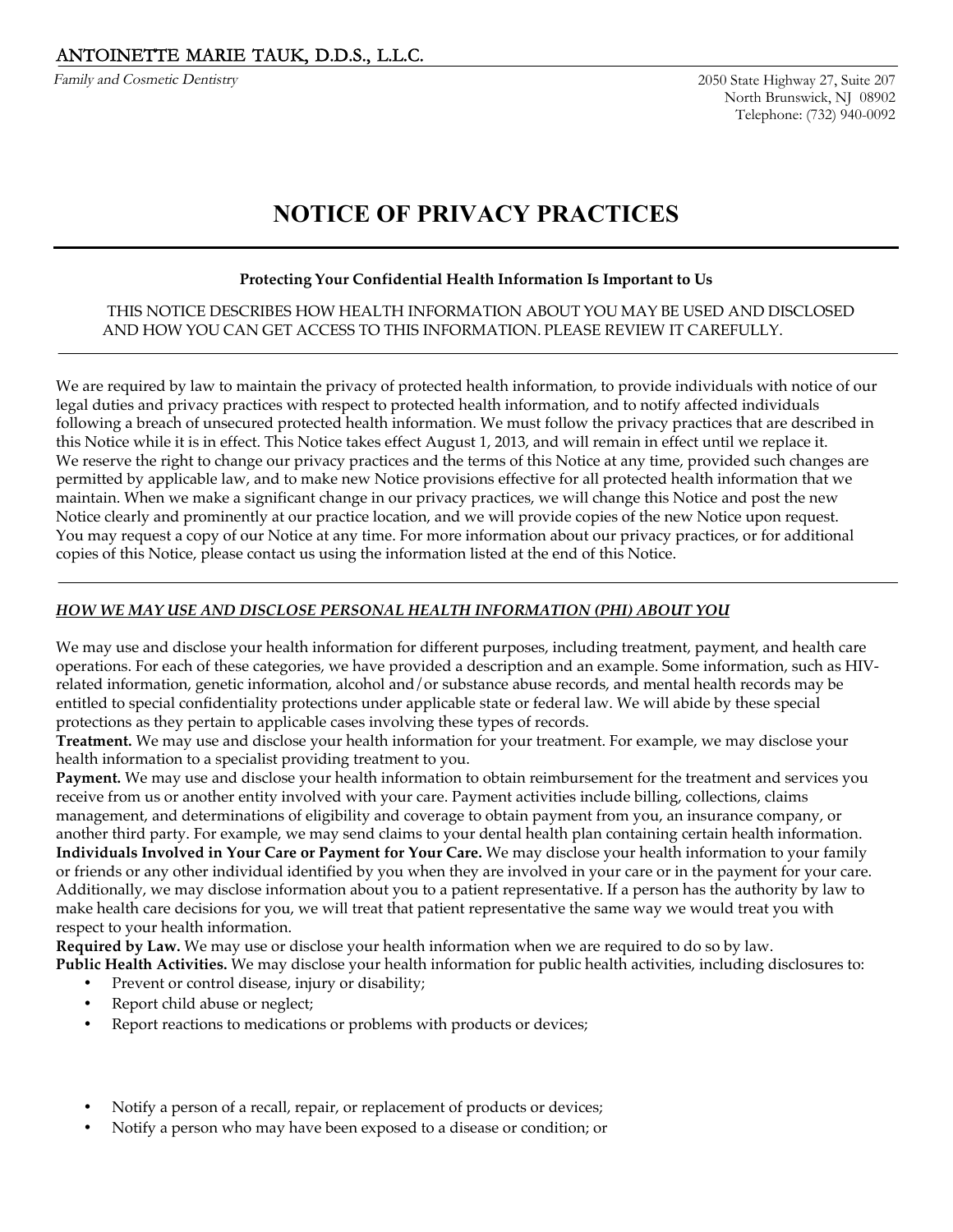ANTOINETTE MARIE TAUK, D.D.S., L.L.C.

*Family and Cosmetic Dentistry*

2050 State Highway 27, Suite 207
North Brunswick, NJ 08902
Telephone: (732) 940-0092

# NOTICE OF PRIVACY PRACTICES

**Protecting Your Confidential Health Information Is Important to Us**

THIS NOTICE DESCRIBES HOW HEALTH INFORMATION ABOUT YOU MAY BE USED AND DISCLOSED AND HOW YOU CAN GET ACCESS TO THIS INFORMATION. PLEASE REVIEW IT CAREFULLY.

We are required by law to maintain the privacy of protected health information, to provide individuals with notice of our legal duties and privacy practices with respect to protected health information, and to notify affected individuals following a breach of unsecured protected health information. We must follow the privacy practices that are described in this Notice while it is in effect. This Notice takes effect August 1, 2013, and will remain in effect until we replace it. We reserve the right to change our privacy practices and the terms of this Notice at any time, provided such changes are permitted by applicable law, and to make new Notice provisions effective for all protected health information that we maintain. When we make a significant change in our privacy practices, we will change this Notice and post the new Notice clearly and prominently at our practice location, and we will provide copies of the new Notice upon request. You may request a copy of our Notice at any time. For more information about our privacy practices, or for additional copies of this Notice, please contact us using the information listed at the end of this Notice.

## ***HOW WE MAY USE AND DISCLOSE PERSONAL HEALTH INFORMATION (PHI) ABOUT YOU***

We may use and disclose your health information for different purposes, including treatment, payment, and health care operations. For each of these categories, we have provided a description and an example. Some information, such as HIV-related information, genetic information, alcohol and/or substance abuse records, and mental health records may be entitled to special confidentiality protections under applicable state or federal law. We will abide by these special protections as they pertain to applicable cases involving these types of records.

**Treatment.** We may use and disclose your health information for your treatment. For example, we may disclose your health information to a specialist providing treatment to you.

**Payment.** We may use and disclose your health information to obtain reimbursement for the treatment and services you receive from us or another entity involved with your care. Payment activities include billing, collections, claims management, and determinations of eligibility and coverage to obtain payment from you, an insurance company, or another third party. For example, we may send claims to your dental health plan containing certain health information.

**Individuals Involved in Your Care or Payment for Your Care.** We may disclose your health information to your family or friends or any other individual identified by you when they are involved in your care or in the payment for your care. Additionally, we may disclose information about you to a patient representative. If a person has the authority by law to make health care decisions for you, we will treat that patient representative the same way we would treat you with respect to your health information.

**Required by Law.** We may use or disclose your health information when we are required to do so by law.

**Public Health Activities.** We may disclose your health information for public health activities, including disclosures to:

- Prevent or control disease, injury or disability;
- Report child abuse or neglect;
- Report reactions to medications or problems with products or devices;
- Notify a person of a recall, repair, or replacement of products or devices;
- Notify a person who may have been exposed to a disease or condition; or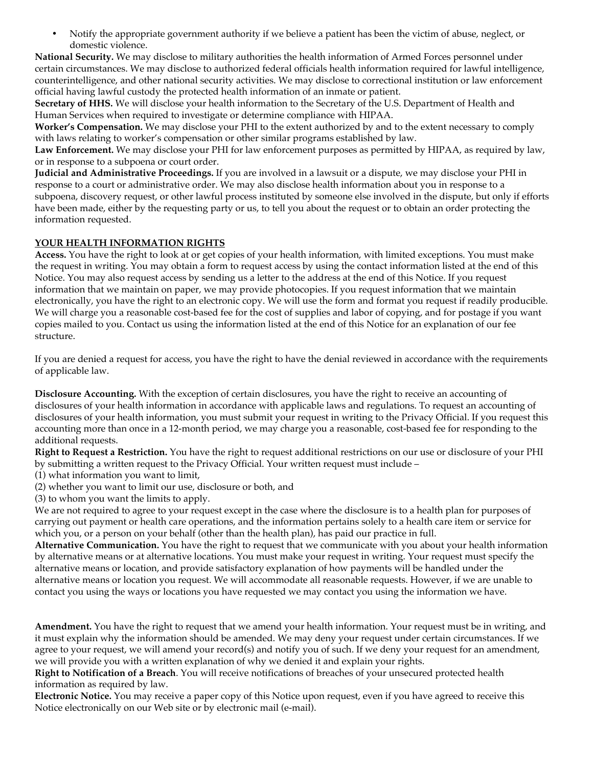- Notify the appropriate government authority if we believe a patient has been the victim of abuse, neglect, or domestic violence.

**National Security.** We may disclose to military authorities the health information of Armed Forces personnel under certain circumstances. We may disclose to authorized federal officials health information required for lawful intelligence, counterintelligence, and other national security activities. We may disclose to correctional institution or law enforcement official having lawful custody the protected health information of an inmate or patient.

**Secretary of HHS.** We will disclose your health information to the Secretary of the U.S. Department of Health and Human Services when required to investigate or determine compliance with HIPAA.

**Worker's Compensation.** We may disclose your PHI to the extent authorized by and to the extent necessary to comply with laws relating to worker's compensation or other similar programs established by law.

**Law Enforcement.** We may disclose your PHI for law enforcement purposes as permitted by HIPAA, as required by law, or in response to a subpoena or court order.

**Judicial and Administrative Proceedings.** If you are involved in a lawsuit or a dispute, we may disclose your PHI in response to a court or administrative order. We may also disclose health information about you in response to a subpoena, discovery request, or other lawful process instituted by someone else involved in the dispute, but only if efforts have been made, either by the requesting party or us, to tell you about the request or to obtain an order protecting the information requested.

## YOUR HEALTH INFORMATION RIGHTS

**Access.** You have the right to look at or get copies of your health information, with limited exceptions. You must make the request in writing. You may obtain a form to request access by using the contact information listed at the end of this Notice. You may also request access by sending us a letter to the address at the end of this Notice. If you request information that we maintain on paper, we may provide photocopies. If you request information that we maintain electronically, you have the right to an electronic copy. We will use the form and format you request if readily producible. We will charge you a reasonable cost-based fee for the cost of supplies and labor of copying, and for postage if you want copies mailed to you. Contact us using the information listed at the end of this Notice for an explanation of our fee structure.

If you are denied a request for access, you have the right to have the denial reviewed in accordance with the requirements of applicable law.

**Disclosure Accounting.** With the exception of certain disclosures, you have the right to receive an accounting of disclosures of your health information in accordance with applicable laws and regulations. To request an accounting of disclosures of your health information, you must submit your request in writing to the Privacy Official. If you request this accounting more than once in a 12-month period, we may charge you a reasonable, cost-based fee for responding to the additional requests.

**Right to Request a Restriction.** You have the right to request additional restrictions on our use or disclosure of your PHI by submitting a written request to the Privacy Official. Your written request must include –

(1) what information you want to limit,
(2) whether you want to limit our use, disclosure or both, and
(3) to whom you want the limits to apply.

We are not required to agree to your request except in the case where the disclosure is to a health plan for purposes of carrying out payment or health care operations, and the information pertains solely to a health care item or service for which you, or a person on your behalf (other than the health plan), has paid our practice in full.

**Alternative Communication.** You have the right to request that we communicate with you about your health information by alternative means or at alternative locations. You must make your request in writing. Your request must specify the alternative means or location, and provide satisfactory explanation of how payments will be handled under the alternative means or location you request. We will accommodate all reasonable requests. However, if we are unable to contact you using the ways or locations you have requested we may contact you using the information we have.

**Amendment.** You have the right to request that we amend your health information. Your request must be in writing, and it must explain why the information should be amended. We may deny your request under certain circumstances. If we agree to your request, we will amend your record(s) and notify you of such. If we deny your request for an amendment, we will provide you with a written explanation of why we denied it and explain your rights.

**Right to Notification of a Breach**. You will receive notifications of breaches of your unsecured protected health information as required by law.

**Electronic Notice.** You may receive a paper copy of this Notice upon request, even if you have agreed to receive this Notice electronically on our Web site or by electronic mail (e-mail).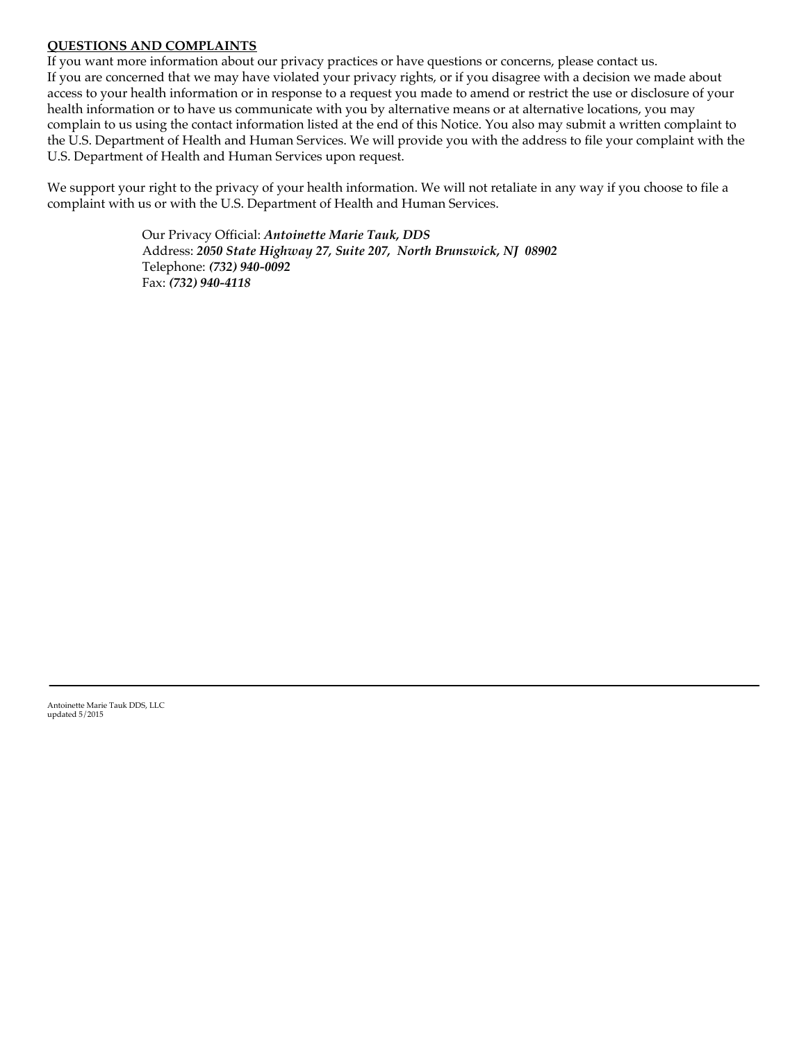**QUESTIONS AND COMPLAINTS**

If you want more information about our privacy practices or have questions or concerns, please contact us.
If you are concerned that we may have violated your privacy rights, or if you disagree with a decision we made about access to your health information or in response to a request you made to amend or restrict the use or disclosure of your health information or to have us communicate with you by alternative means or at alternative locations, you may complain to us using the contact information listed at the end of this Notice. You also may submit a written complaint to the U.S. Department of Health and Human Services. We will provide you with the address to file your complaint with the U.S. Department of Health and Human Services upon request.

We support your right to the privacy of your health information. We will not retaliate in any way if you choose to file a complaint with us or with the U.S. Department of Health and Human Services.

Our Privacy Official: ***Antoinette Marie Tauk, DDS***
Address: ***2050 State Highway 27, Suite 207, North Brunswick, NJ 08902***
Telephone: ***(732) 940-0092***
Fax: ***(732) 940-4118***